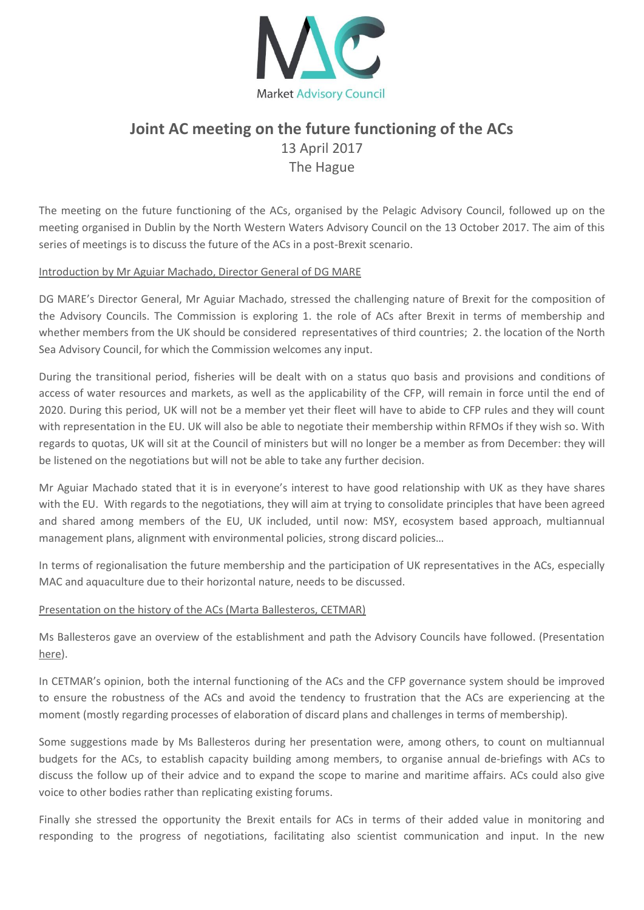# Joint AC meeting on the future functioning of the ACs

13 April 2017

The Hague

The meeting on the future functioning of the ACs, organised by the Pelagic Advisory Council, followed up on the meeting organised in Dublin by the North Western Waters Advisory Council on the 13 October 2017. The aim of this series of meetings is to discuss the future of the ACs in a post-Brexit scenario.

## Introduction by Mr Aguiar Machado, Director General of DG MARE

DG MARE's Director General, Mr Aguiar Machado, stressed the challenging nature of Brexit for the composition of the Advisory Councils. The Commission is exploring 1. the role of ACs after Brexit in terms of membership and whether members from the UK should be considered representatives of third countries; 2. the location of the North Sea Advisory Council, for which the Commission welcomes any input.

During the transitional period, fisheries will be dealt with on a status quo basis and provisions and conditions of access of water resources and markets, as well as the applicability of the CFP, will remain in force until the end of 2020. During this period, UK will not be a member yet their fleet will have to abide to CFP rules and they will count with representation in the EU. UK will also be able to negotiate their membership within RFMOs if they wish so. With regards to quotas, UK will sit at the Council of ministers but will no longer be a member as from December: they will be listened on the negotiations but will not be able to take any further decision.

Mr Aguiar Machado stated that it is in everyone's interest to have good relationship with UK as they have shares with the EU. With regards to the negotiations, they will aim at trying to consolidate principles that have been agreed and shared among members of the EU, UK included, until now: MSY, ecosystem based approach, multiannual management plans, alignment with environmental policies, strong discard policies…

In terms of regionalisation the future membership and the participation of UK representatives in the ACs, especially MAC and aquaculture due to their horizontal nature, needs to be discussed.

## Presentation on the history of the ACs (Marta Ballesteros, CETMAR)

Ms Ballesteros gave an overview of the establishment and path the Advisory Councils have followed. (Presentation here).

In CETMAR's opinion, both the internal functioning of the ACs and the CFP governance system should be improved to ensure the robustness of the ACs and avoid the tendency to frustration that the ACs are experiencing at the moment (mostly regarding processes of elaboration of discard plans and challenges in terms of membership).

Some suggestions made by Ms Ballesteros during her presentation were, among others, to count on multiannual budgets for the ACs, to establish capacity building among members, to organise annual de-briefings with ACs to discuss the follow up of their advice and to expand the scope to marine and maritime affairs. ACs could also give voice to other bodies rather than replicating existing forums.

Finally she stressed the opportunity the Brexit entails for ACs in terms of their added value in monitoring and responding to the progress of negotiations, facilitating also scientist communication and input. In the new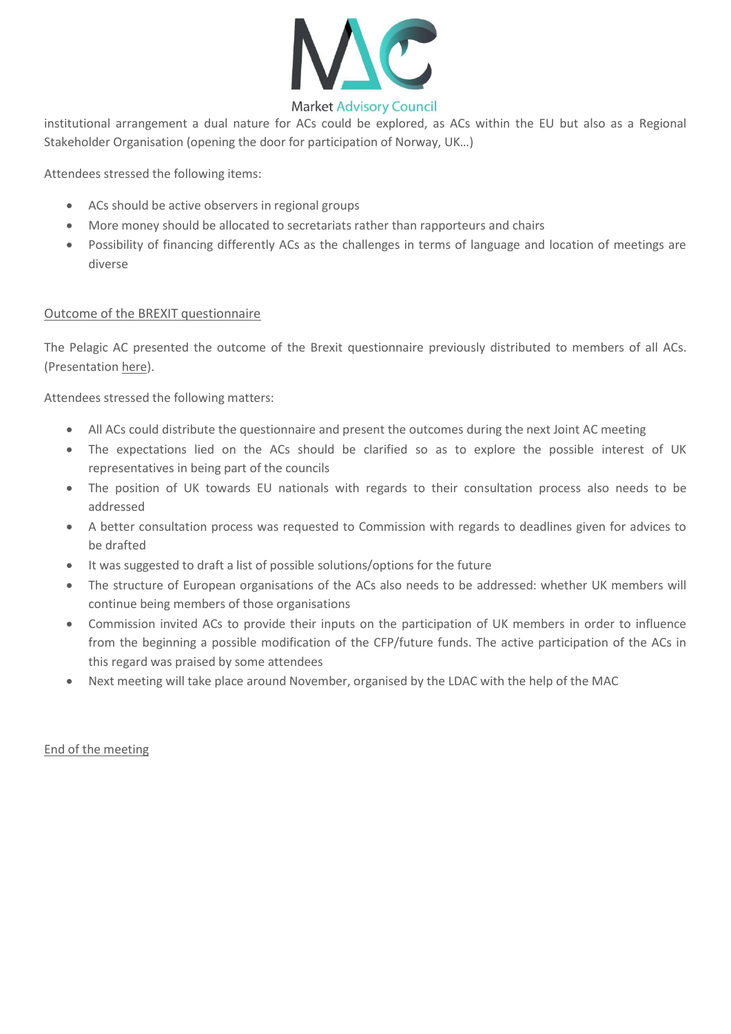institutional arrangement a dual nature for ACs could be explored, as ACs within the EU but also as a Regional Stakeholder Organisation (opening the door for participation of Norway, UK…)

Attendees stressed the following items:

- ACs should be active observers in regional groups
- More money should be allocated to secretariats rather than rapporteurs and chairs
- Possibility of financing differently ACs as the challenges in terms of language and location of meetings are diverse

Outcome of the BREXIT questionnaire

The Pelagic AC presented the outcome of the Brexit questionnaire previously distributed to members of all ACs. (Presentation here).

Attendees stressed the following matters:

- All ACs could distribute the questionnaire and present the outcomes during the next Joint AC meeting
- The expectations lied on the ACs should be clarified so as to explore the possible interest of UK representatives in being part of the councils
- The position of UK towards EU nationals with regards to their consultation process also needs to be addressed
- A better consultation process was requested to Commission with regards to deadlines given for advices to be drafted
- It was suggested to draft a list of possible solutions/options for the future
- The structure of European organisations of the ACs also needs to be addressed: whether UK members will continue being members of those organisations
- Commission invited ACs to provide their inputs on the participation of UK members in order to influence from the beginning a possible modification of the CFP/future funds. The active participation of the ACs in this regard was praised by some attendees
- Next meeting will take place around November, organised by the LDAC with the help of the MAC

End of the meeting